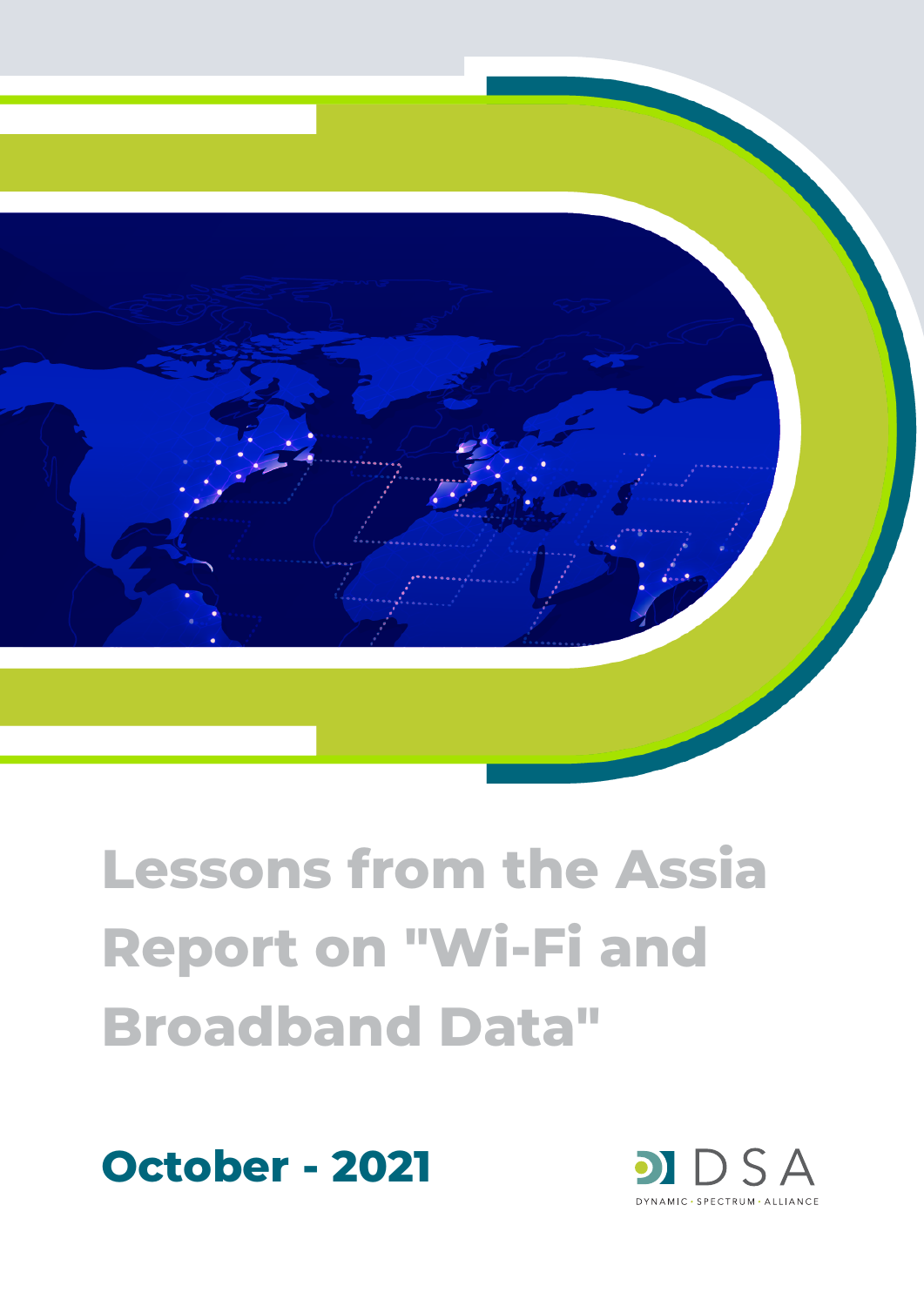# Lessons from the Assia Report on "Wi-Fi and Broadband Data"

**October - 2021**

DSA

DYNAMIC · SPECTRUM · ALLIANCE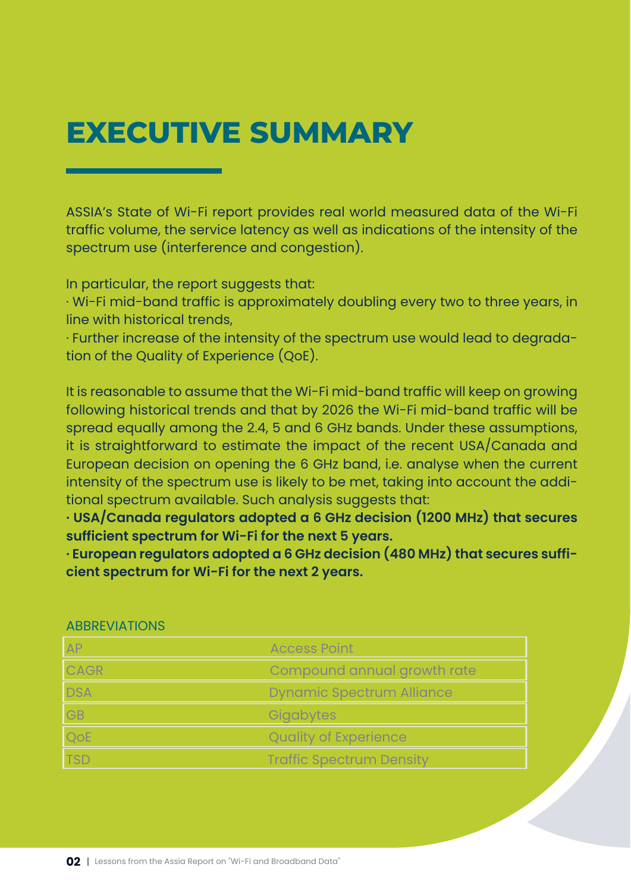# EXECUTIVE SUMMARY

ASSIA's State of Wi-Fi report provides real world measured data of the Wi-Fi traffic volume, the service latency as well as indications of the intensity of the spectrum use (interference and congestion).

In particular, the report suggests that:

· Wi-Fi mid-band traffic is approximately doubling every two to three years, in line with historical trends,

· Further increase of the intensity of the spectrum use would lead to degradation of the Quality of Experience (QoE).

It is reasonable to assume that the Wi-Fi mid-band traffic will keep on growing following historical trends and that by 2026 the Wi-Fi mid-band traffic will be spread equally among the 2.4, 5 and 6 GHz bands. Under these assumptions, it is straightforward to estimate the impact of the recent USA/Canada and European decision on opening the 6 GHz band, i.e. analyse when the current intensity of the spectrum use is likely to be met, taking into account the additional spectrum available. Such analysis suggests that:

**· USA/Canada regulators adopted a 6 GHz decision (1200 MHz) that secures sufficient spectrum for Wi-Fi for the next 5 years.**

**· European regulators adopted a 6 GHz decision (480 MHz) that secures sufficient spectrum for Wi-Fi for the next 2 years.**

ABBREVIATIONS

| | |
|---|---|
| AP | Access Point |
| CAGR | Compound annual growth rate |
| DSA | Dynamic Spectrum Alliance |
| GB | Gigabytes |
| QoE | Quality of Experience |
| TSD | Traffic Spectrum Density |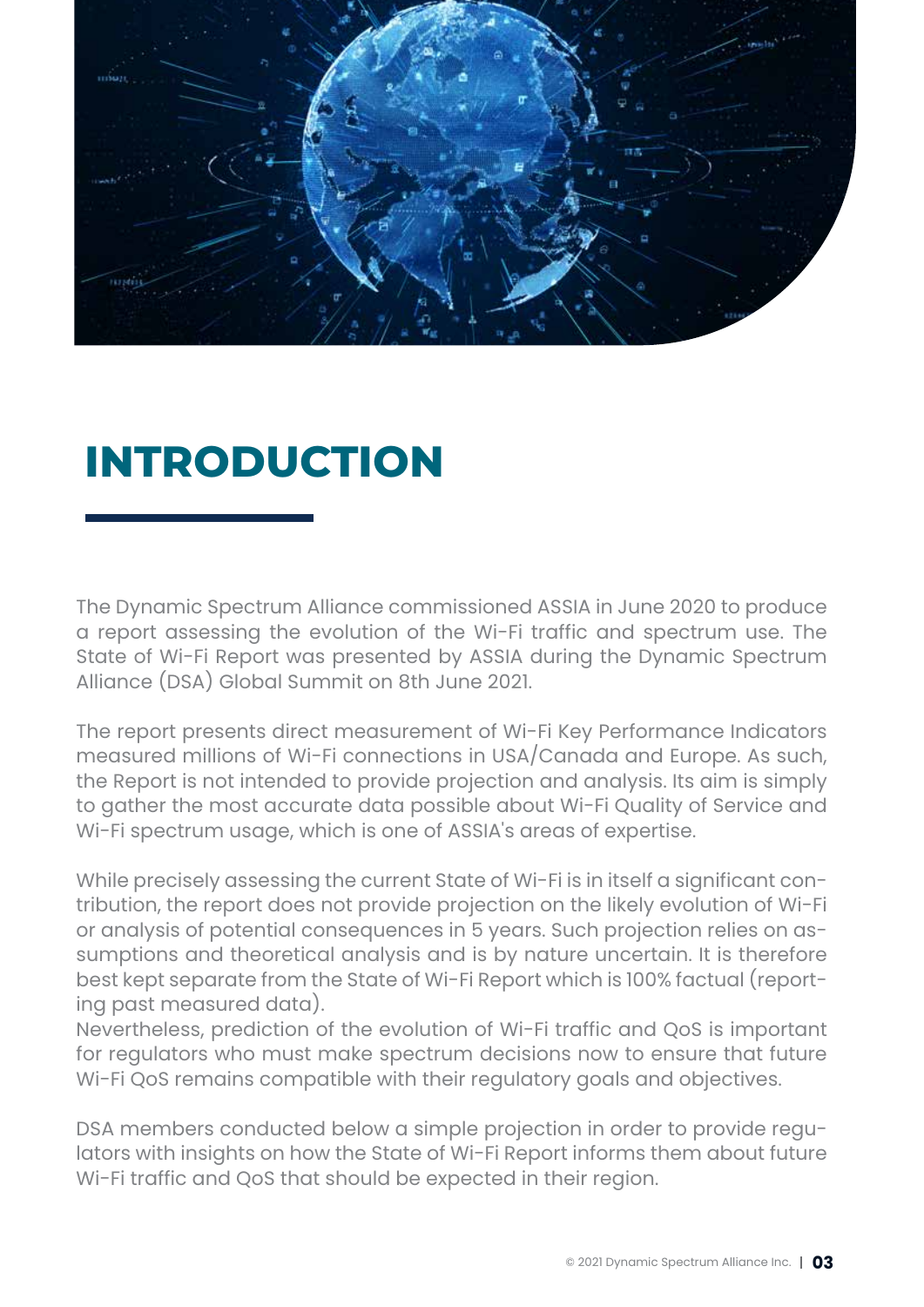# INTRODUCTION

The Dynamic Spectrum Alliance commissioned ASSIA in June 2020 to produce a report assessing the evolution of the Wi-Fi traffic and spectrum use. The State of Wi-Fi Report was presented by ASSIA during the Dynamic Spectrum Alliance (DSA) Global Summit on 8th June 2021.

The report presents direct measurement of Wi-Fi Key Performance Indicators measured millions of Wi-Fi connections in USA/Canada and Europe. As such, the Report is not intended to provide projection and analysis. Its aim is simply to gather the most accurate data possible about Wi-Fi Quality of Service and Wi-Fi spectrum usage, which is one of ASSIA's areas of expertise.

While precisely assessing the current State of Wi-Fi is in itself a significant contribution, the report does not provide projection on the likely evolution of Wi-Fi or analysis of potential consequences in 5 years. Such projection relies on assumptions and theoretical analysis and is by nature uncertain. It is therefore best kept separate from the State of Wi-Fi Report which is 100% factual (reporting past measured data).
Nevertheless, prediction of the evolution of Wi-Fi traffic and QoS is important for regulators who must make spectrum decisions now to ensure that future Wi-Fi QoS remains compatible with their regulatory goals and objectives.

DSA members conducted below a simple projection in order to provide regulators with insights on how the State of Wi-Fi Report informs them about future Wi-Fi traffic and QoS that should be expected in their region.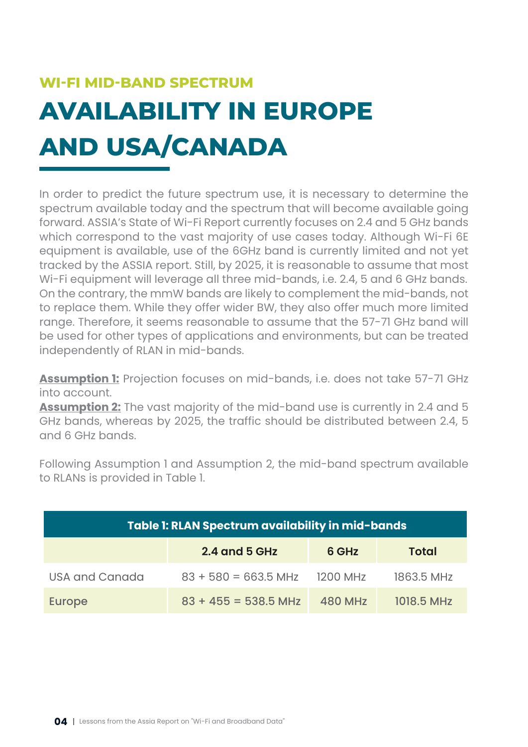## WI-FI MID-BAND SPECTRUM

# AVAILABILITY IN EUROPE AND USA/CANADA

In order to predict the future spectrum use, it is necessary to determine the spectrum available today and the spectrum that will become available going forward. ASSIA's State of Wi-Fi Report currently focuses on 2.4 and 5 GHz bands which correspond to the vast majority of use cases today. Although Wi-Fi 6E equipment is available, use of the 6GHz band is currently limited and not yet tracked by the ASSIA report. Still, by 2025, it is reasonable to assume that most Wi-Fi equipment will leverage all three mid-bands, i.e. 2.4, 5 and 6 GHz bands. On the contrary, the mmW bands are likely to complement the mid-bands, not to replace them. While they offer wider BW, they also offer much more limited range. Therefore, it seems reasonable to assume that the 57-71 GHz band will be used for other types of applications and environments, but can be treated independently of RLAN in mid-bands.

**Assumption 1:** Projection focuses on mid-bands, i.e. does not take 57-71 GHz into account.
**Assumption 2:** The vast majority of the mid-band use is currently in 2.4 and 5 GHz bands, whereas by 2025, the traffic should be distributed between 2.4, 5 and 6 GHz bands.

Following Assumption 1 and Assumption 2, the mid-band spectrum available to RLANs is provided in Table 1.

**Table 1: RLAN Spectrum availability in mid-bands**

| | 2.4 and 5 GHz | 6 GHz | Total |
|---|---|---|---|
| USA and Canada | 83 + 580 = 663.5 MHz | 1200 MHz | 1863.5 MHz |
| Europe | 83 + 455 = 538.5 MHz | 480 MHz | 1018.5 MHz |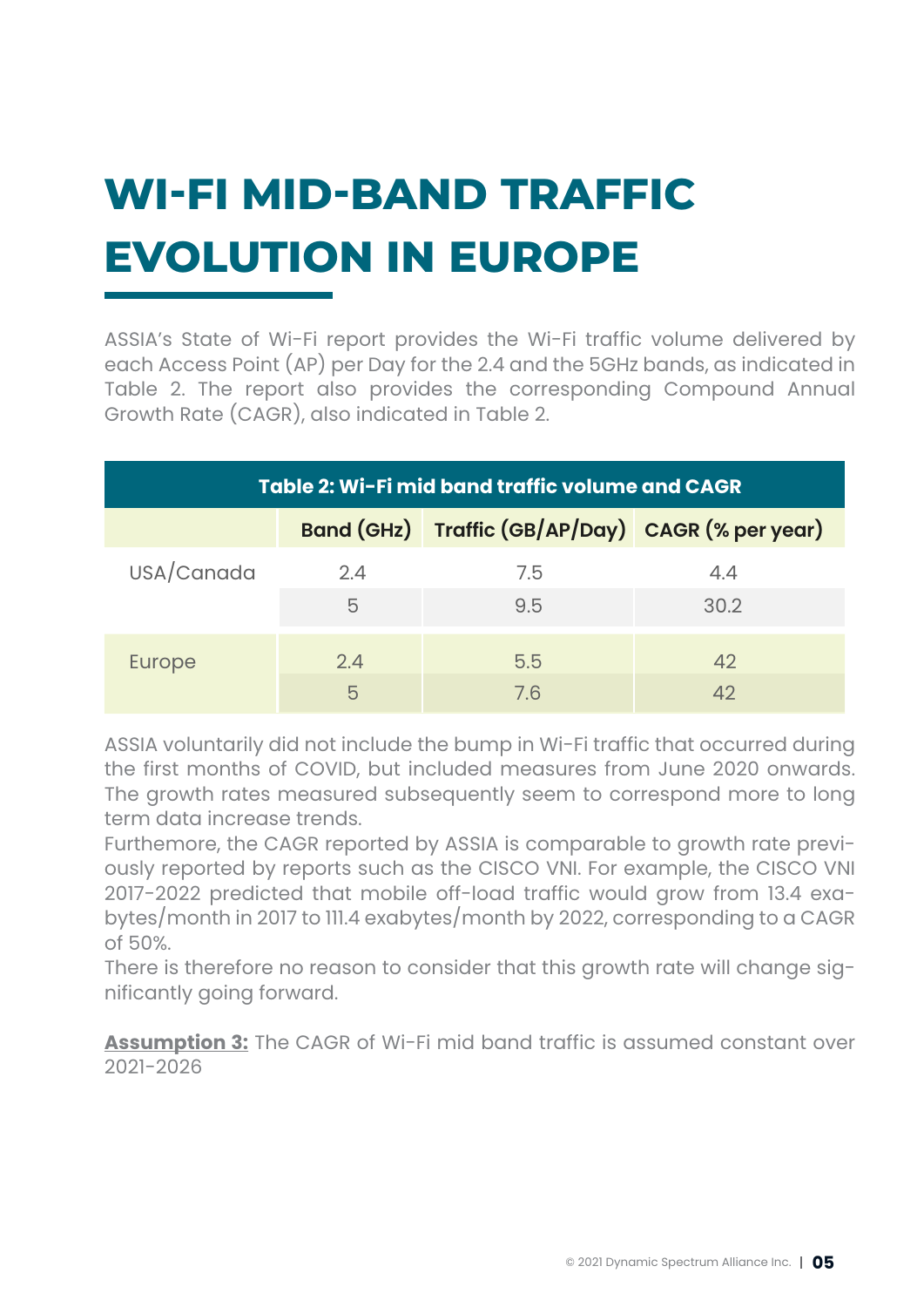# WI-FI MID-BAND TRAFFIC EVOLUTION IN EUROPE

ASSIA's State of Wi-Fi report provides the Wi-Fi traffic volume delivered by each Access Point (AP) per Day for the 2.4 and the 5GHz bands, as indicated in Table 2. The report also provides the corresponding Compound Annual Growth Rate (CAGR), also indicated in Table 2.

**Table 2: Wi-Fi mid band traffic volume and CAGR**

| | Band (GHz) | Traffic (GB/AP/Day) | CAGR (% per year) |
|---|---|---|---|
| USA/Canada | 2.4 | 7.5 | 4.4 |
| | 5 | 9.5 | 30.2 |
| Europe | 2.4 | 5.5 | 42 |
| | 5 | 7.6 | 42 |

ASSIA voluntarily did not include the bump in Wi-Fi traffic that occurred during the first months of COVID, but included measures from June 2020 onwards. The growth rates measured subsequently seem to correspond more to long term data increase trends.

Furthemore, the CAGR reported by ASSIA is comparable to growth rate previously reported by reports such as the CISCO VNI. For example, the CISCO VNI 2017-2022 predicted that mobile off-load traffic would grow from 13.4 exabytes/month in 2017 to 111.4 exabytes/month by 2022, corresponding to a CAGR of 50%.

There is therefore no reason to consider that this growth rate will change significantly going forward.

**Assumption 3:** The CAGR of Wi-Fi mid band traffic is assumed constant over 2021-2026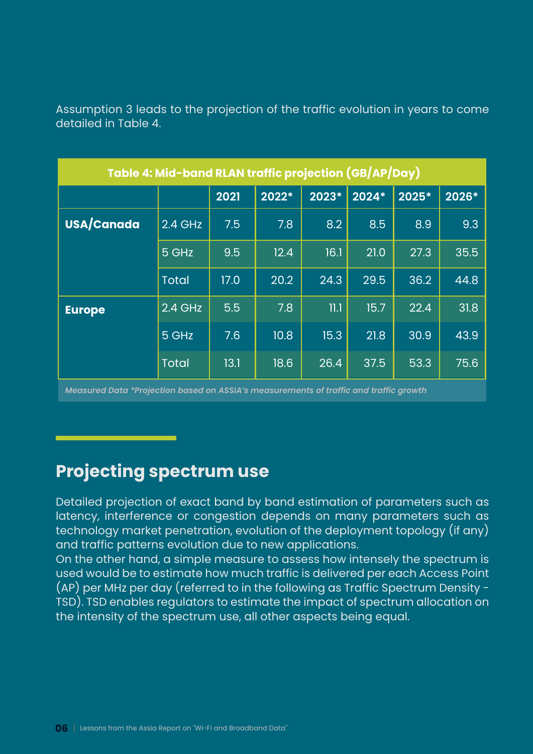Assumption 3 leads to the projection of the traffic evolution in years to come detailed in Table 4.

**Table 4: Mid-band RLAN traffic projection (GB/AP/Day)**

| | | 2021 | 2022* | 2023* | 2024* | 2025* | 2026* |
|---|---|---|---|---|---|---|---|
| **USA/Canada** | 2.4 GHz | 7.5 | 7.8 | 8.2 | 8.5 | 8.9 | 9.3 |
| | 5 GHz | 9.5 | 12.4 | 16.1 | 21.0 | 27.3 | 35.5 |
| | Total | 17.0 | 20.2 | 24.3 | 29.5 | 36.2 | 44.8 |
| **Europe** | 2.4 GHz | 5.5 | 7.8 | 11.1 | 15.7 | 22.4 | 31.8 |
| | 5 GHz | 7.6 | 10.8 | 15.3 | 21.8 | 30.9 | 43.9 |
| | Total | 13.1 | 18.6 | 26.4 | 37.5 | 53.3 | 75.6 |

*Measured Data \*Projection based on ASSIA's measurements of traffic and traffic growth*

## Projecting spectrum use

Detailed projection of exact band by band estimation of parameters such as latency, interference or congestion depends on many parameters such as technology market penetration, evolution of the deployment topology (if any) and traffic patterns evolution due to new applications.
On the other hand, a simple measure to assess how intensely the spectrum is used would be to estimate how much traffic is delivered per each Access Point (AP) per MHz per day (referred to in the following as Traffic Spectrum Density - TSD). TSD enables regulators to estimate the impact of spectrum allocation on the intensity of the spectrum use, all other aspects being equal.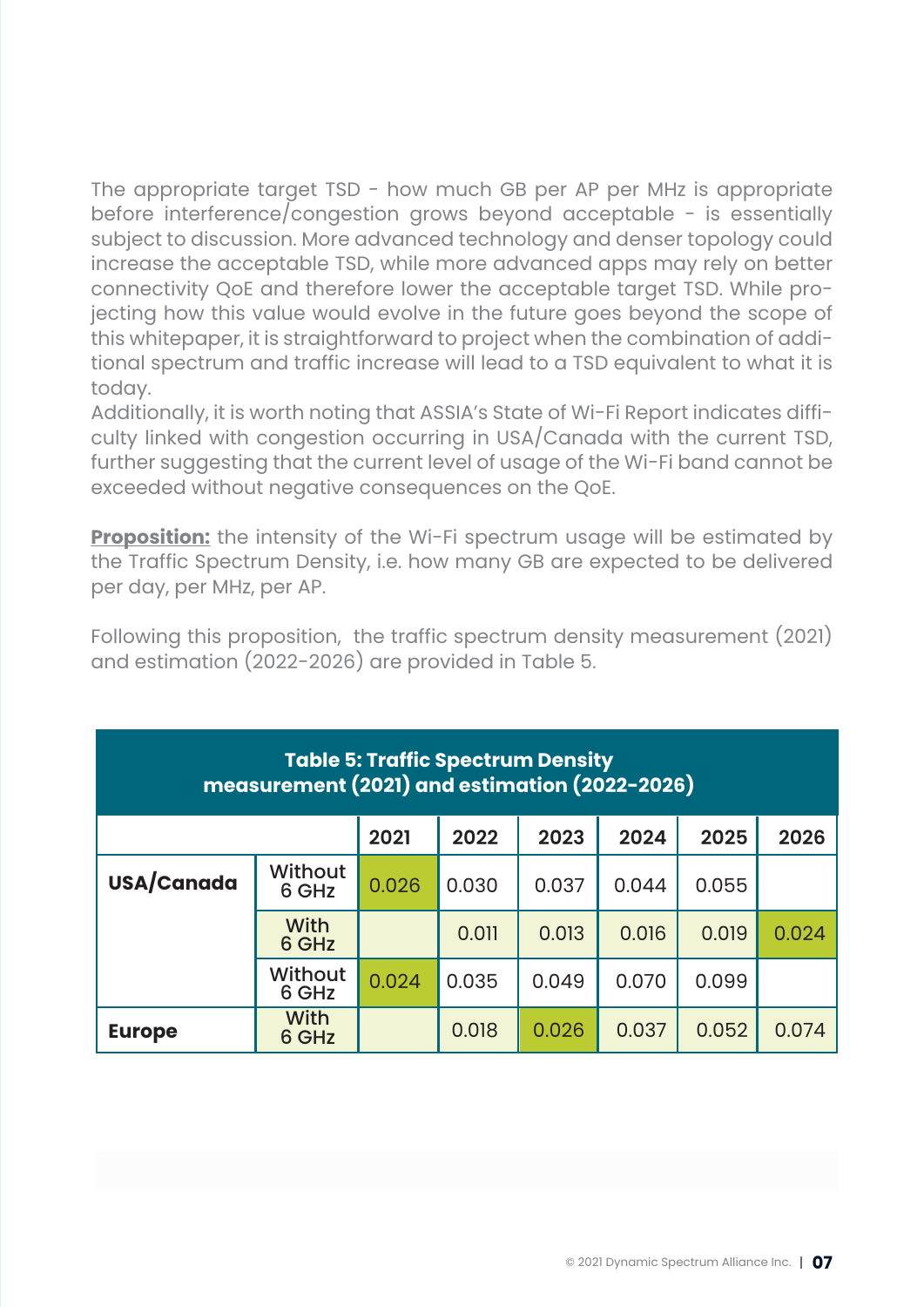The appropriate target TSD - how much GB per AP per MHz is appropriate before interference/congestion grows beyond acceptable - is essentially subject to discussion. More advanced technology and denser topology could increase the acceptable TSD, while more advanced apps may rely on better connectivity QoE and therefore lower the acceptable target TSD. While projecting how this value would evolve in the future goes beyond the scope of this whitepaper, it is straightforward to project when the combination of additional spectrum and traffic increase will lead to a TSD equivalent to what it is today.

Additionally, it is worth noting that ASSIA's State of Wi-Fi Report indicates difficulty linked with congestion occurring in USA/Canada with the current TSD, further suggesting that the current level of usage of the Wi-Fi band cannot be exceeded without negative consequences on the QoE.

**Proposition:** the intensity of the Wi-Fi spectrum usage will be estimated by the Traffic Spectrum Density, i.e. how many GB are expected to be delivered per day, per MHz, per AP.

Following this proposition, the traffic spectrum density measurement (2021) and estimation (2022-2026) are provided in Table 5.

**Table 5: Traffic Spectrum Density measurement (2021) and estimation (2022-2026)**

| | | 2021 | 2022 | 2023 | 2024 | 2025 | 2026 |
|---|---|---|---|---|---|---|---|
| **USA/Canada** | Without 6 GHz | 0.026 | 0.030 | 0.037 | 0.044 | 0.055 | |
| | With 6 GHz | | 0.011 | 0.013 | 0.016 | 0.019 | 0.024 |
| **Europe** | Without 6 GHz | 0.024 | 0.035 | 0.049 | 0.070 | 0.099 | |
| | With 6 GHz | | 0.018 | 0.026 | 0.037 | 0.052 | 0.074 |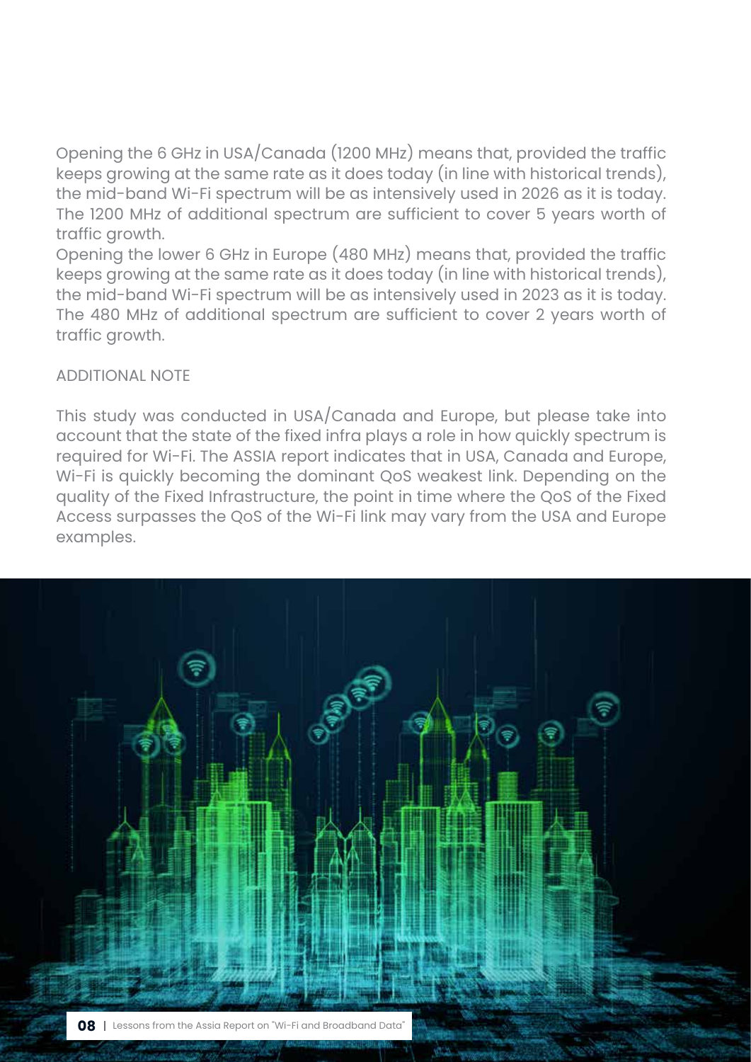Opening the 6 GHz in USA/Canada (1200 MHz) means that, provided the traffic keeps growing at the same rate as it does today (in line with historical trends), the mid-band Wi-Fi spectrum will be as intensively used in 2026 as it is today. The 1200 MHz of additional spectrum are sufficient to cover 5 years worth of traffic growth.

Opening the lower 6 GHz in Europe (480 MHz) means that, provided the traffic keeps growing at the same rate as it does today (in line with historical trends), the mid-band Wi-Fi spectrum will be as intensively used in 2023 as it is today. The 480 MHz of additional spectrum are sufficient to cover 2 years worth of traffic growth.

ADDITIONAL NOTE

This study was conducted in USA/Canada and Europe, but please take into account that the state of the fixed infra plays a role in how quickly spectrum is required for Wi-Fi. The ASSIA report indicates that in USA, Canada and Europe, Wi-Fi is quickly becoming the dominant QoS weakest link. Depending on the quality of the Fixed Infrastructure, the point in time where the QoS of the Fixed Access surpasses the QoS of the Wi-Fi link may vary from the USA and Europe examples.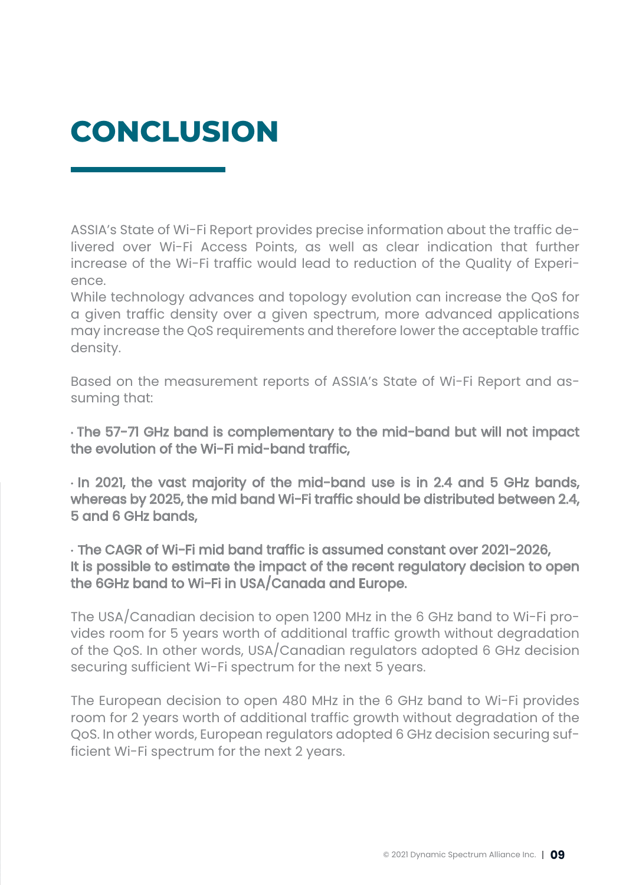# CONCLUSION

ASSIA's State of Wi-Fi Report provides precise information about the traffic delivered over Wi-Fi Access Points, as well as clear indication that further increase of the Wi-Fi traffic would lead to reduction of the Quality of Experience.
While technology advances and topology evolution can increase the QoS for a given traffic density over a given spectrum, more advanced applications may increase the QoS requirements and therefore lower the acceptable traffic density.

Based on the measurement reports of ASSIA's State of Wi-Fi Report and assuming that:

**· The 57-71 GHz band is complementary to the mid-band but will not impact the evolution of the Wi-Fi mid-band traffic,**

**· In 2021, the vast majority of the mid-band use is in 2.4 and 5 GHz bands, whereas by 2025, the mid band Wi-Fi traffic should be distributed between 2.4, 5 and 6 GHz bands,**

**· The CAGR of Wi-Fi mid band traffic is assumed constant over 2021-2026,**
**It is possible to estimate the impact of the recent regulatory decision to open the 6GHz band to Wi-Fi in USA/Canada and Europe.**

The USA/Canadian decision to open 1200 MHz in the 6 GHz band to Wi-Fi provides room for 5 years worth of additional traffic growth without degradation of the QoS. In other words, USA/Canadian regulators adopted 6 GHz decision securing sufficient Wi-Fi spectrum for the next 5 years.

The European decision to open 480 MHz in the 6 GHz band to Wi-Fi provides room for 2 years worth of additional traffic growth without degradation of the QoS. In other words, European regulators adopted 6 GHz decision securing sufficient Wi-Fi spectrum for the next 2 years.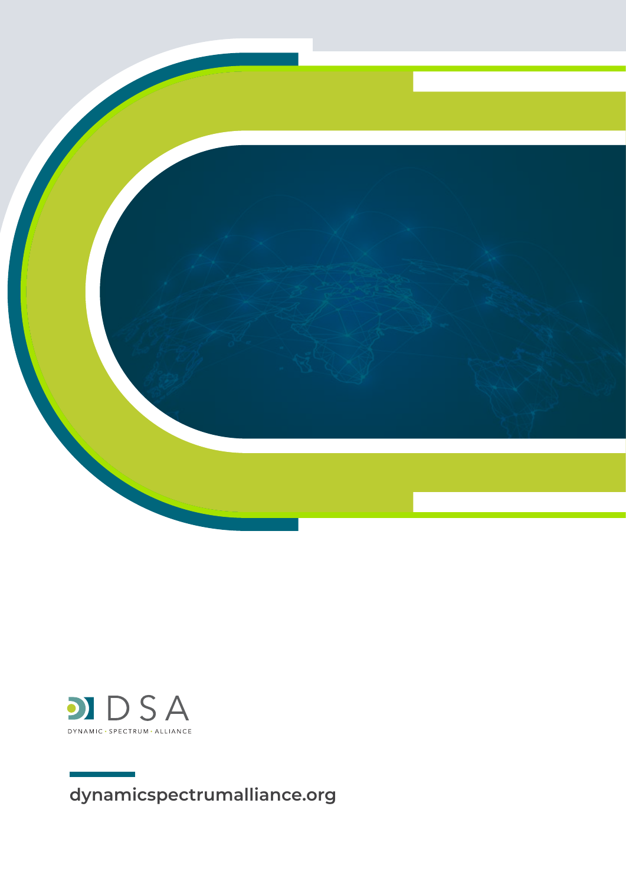DSA

DYNAMIC · SPECTRUM · ALLIANCE

dynamicspectrumalliance.org